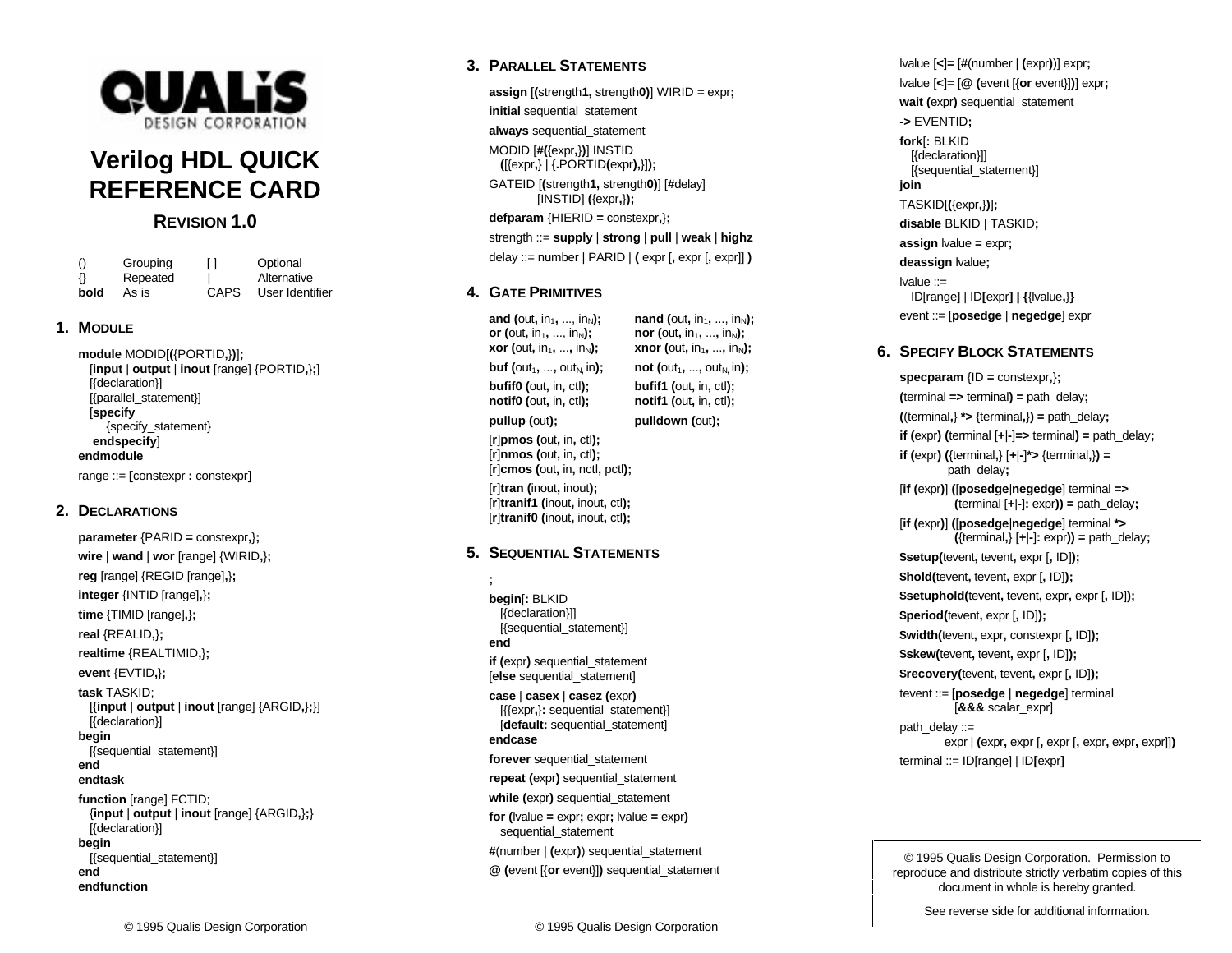QUALiS DESIGN CORPORATION

# Verilog HDL QUICK REFERENCE CARD

### REVISION 1.0

| | | | |
|---|---|---|---|
| () | Grouping | [ ] | Optional |
| {} | Repeated | \| | Alternative |
| **bold** | As is | CAPS | User Identifier |

## 1. MODULE

**module** MODID[**(**{PORTID**,**}**)**];
  [**input** | **output** | **inout** [range] {PORTID**,**};]
  [{declaration}]
  [{parallel_statement}]
  [**specify**
    {specify_statement}
  **endspecify**]
**endmodule**

range ::= **[**constexpr **:** constexpr**]**

## 2. DECLARATIONS

**parameter** {PARID **=** constexpr**,**}**;**

**wire** | **wand** | **wor** [range] {WIRID**,**}**;**

**reg** [range] {REGID [range]**,**}**;**

**integer** {INTID [range]**,**}**;**

**time** {TIMID [range]**,**}**;**

**real** {REALID**,**}**;**

**realtime** {REALTIMID**,**}**;**

**event** {EVTID**,**}**;**

**task** TASKID;
  [{**input** | **output** | **inout** [range] {ARGID**,**};}]
  [{declaration}]
**begin**
  [{sequential_statement}]
**end**
**endtask**

**function** [range] FCTID;
  {**input** | **output** | **inout** [range] {ARGID**,**};}
  [{declaration}]
**begin**
  [{sequential_statement}]
**end**
**endfunction**

## 3. PARALLEL STATEMENTS

**assign** [**(**strength**1,** strength**0)**] WIRID **=** expr**;**

**initial** sequential_statement

**always** sequential_statement

MODID [**#(**{expr**,**}**)**] INSTID
  **(**[{expr**,**} | {**.**PORTID**(**expr**)**,}]**);**

GATEID [**(**strength**1,** strength**0)**] [**#**delay]
  [INSTID] **(**{expr**,**}**);**

**defparam** {HIERID **=** constexpr**,**}**;**

strength ::= **supply** | **strong** | **pull** | **weak** | **highz**

delay ::= number | PARID | **(** expr [**,** expr [**,** expr]] **)**

## 4. GATE PRIMITIVES

**and (**out**,** $in_1$**,** ..., $in_N$**);**  **nand (**out**,** $in_1$**,** ..., $in_N$**);**
**or (**out**,** $in_1$**,** ..., $in_N$**);**  **nor (**out**,** $in_1$**,** ..., $in_N$**);**
**xor (**out**,** $in_1$**,** ..., $in_N$**);**  **xnor (**out**,** $in_1$**,** ..., $in_N$**);**

**buf (**$out_1$**,** ..., $out_N$**,** in**);**  **not (**$out_1$**,** ..., $out_N$**,** in**);**

**bufif0 (**out**,** in**,** ctl**);**  **bufif1 (**out**,** in**,** ctl**);**
**notif0 (**out**,** in**,** ctl**);**  **notif1 (**out**,** in**,** ctl**);**

**pullup (**out**);**  **pulldown (**out**);**

[**r**]**pmos (**out**,** in**,** ctl**);**
[**r**]**nmos (**out**,** in**,** ctl**);**
[**r**]**cmos (**out**,** in**,** nctl**,** pctl**);**

[**r**]**tran (**inout**,** inout**);**
[**r**]**tranif1 (**inout**,** inout**,** ctl**);**
[**r**]**tranif0 (**inout**,** inout**,** ctl**);**

## 5. SEQUENTIAL STATEMENTS

**;**

**begin**[**:** BLKID
  [{declaration}]]
  [{sequential_statement}]
**end**

**if (**expr**)** sequential_statement
[**else** sequential_statement]

**case** | **casex** | **casez (**expr**)**
  [{{expr**,**}**:** sequential_statement}]
  [**default:** sequential_statement]
**endcase**

**forever** sequential_statement

**repeat (**expr**)** sequential_statement

**while (**expr**)** sequential_statement

**for (**lvalue **=** expr**;** expr**;** lvalue **=** expr**)**
  sequential_statement

**#**(number | **(**expr**)**) sequential_statement

**@ (**event [{**or** event}]**)** sequential_statement

lvalue [**<**]**=** [**#**(number | **(**expr**)**)] expr**;**

lvalue [**<**]**=** [**@ (**event [{**or** event}]**)**] expr**;**

**wait (**expr**)** sequential_statement

**->** EVENTID**;**

**fork**[**:** BLKID
  [{declaration}]]
  [{sequential_statement}]
**join**

TASKID[**(**{expr**,**}**)**]**;**

**disable** BLKID | TASKID**;**

**assign** lvalue **=** expr**;**

**deassign** lvalue**;**

lvalue ::=
  ID[range] | ID**[**expr**]** | **{**{lvalue**,**}**}**

event ::= [**posedge** | **negedge**] expr

## 6. SPECIFY BLOCK STATEMENTS

**specparam** {ID **=** constexpr**,**}**;**

**(**terminal **=>** terminal**) =** path_delay**;**

**((**terminal**,**} ***>** {terminal**,**}**) =** path_delay**;**

**if (**expr**) (**terminal [**+**|**-**]**=>** terminal**) =** path_delay**;**

**if (**expr**) ((**terminal**,**} [**+**|**-**]***>** {terminal**,**}**) =**
  path_delay**;**

[**if (**expr**)**] **(**[**posedge**|**negedge**] terminal **=>**
  **(**terminal [**+**|**-**]**:** expr**)) =** path_delay**;**

[**if (**expr**)**] **(**[**posedge**|**negedge**] terminal ***>**
  **(**{terminal**,**} [**+**|**-**]**:** expr**)) =** path_delay**;**

**$setup(**tevent**,** tevent**,** expr [**,** ID]**);**

**$hold(**tevent**,** tevent**,** expr [**,** ID]**);**

**$setuphold(**tevent**,** tevent**,** expr**,** expr [**,** ID]**);**

**$period(**tevent**,** expr [**,** ID]**);**

**$width(**tevent**,** expr**,** constexpr [**,** ID]**);**

**$skew(**tevent**,** tevent**,** expr [**,** ID]**);**

**$recovery(**tevent**,** tevent**,** expr [**,** ID]**);**

tevent ::= [**posedge** | **negedge**] terminal
  [**&&&** scalar_expr]

path_delay ::=
  expr | **(**expr**,** expr [**,** expr [**,** expr**,** expr**,** expr]]**)**

terminal ::= ID[range] | ID**[**expr**]**

© 1995 Qualis Design Corporation. Permission to reproduce and distribute strictly verbatim copies of this document in whole is hereby granted.

See reverse side for additional information.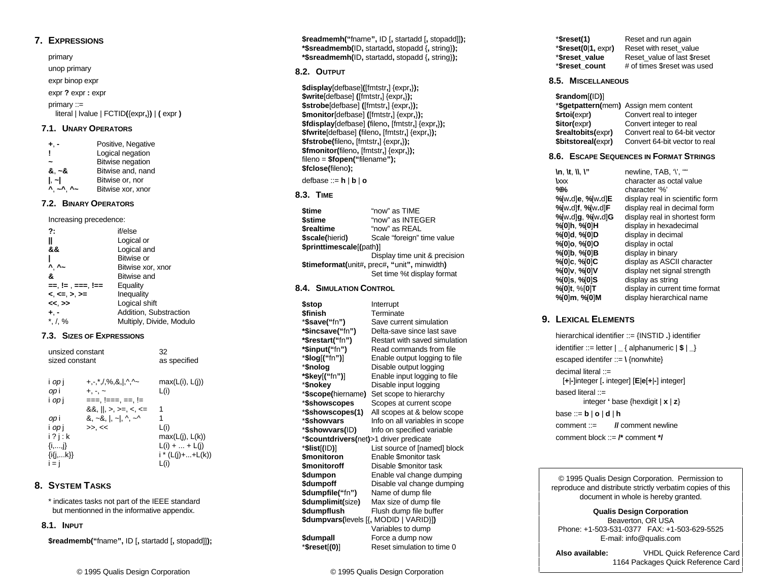## 7. Expressions

primary

unop primary

expr binop expr

expr **?** expr **:** expr

primary ::=
 literal | lvalue | FCTID**(**{expr**,**}**)** | **(** expr **)**

### 7.1. Unary Operators

| | |
|---|---|
| **+**, **-** | Positive, Negative |
| **!** | Logical negation |
| **~** | Bitwise negation |
| **&**, **~&** | Bitwise and, nand |
| **\|**, **~\|** | Bitwise or, nor |
| **^**, **~^**, **^~** | Bitwise xor, xnor |

### 7.2. Binary Operators

Increasing precedence:

| | |
|---|---|
| **?:** | if/else |
| **\|\|** | Logical or |
| **&&** | Logical and |
| **\|** | Bitwise or |
| **^**, **^~** | Bitwise xor, xnor |
| **&** | Bitwise and |
| **==**, **!=** , **===**, **!==** | Equality |
| **<**, **<=**, **>**, **>=** | Inequality |
| **<<**, **>>** | Logical shift |
| **+**, **-** | Addition, Substraction |
| *, /, % | Multiply, Divide, Modulo |

### 7.3. Sizes of Expressions

| | | |
|---|---|---|
| unsized constant | | 32 |
| sized constant | | as specified |
| i *op* j | +,-,*,/,%,&,\|,^,^~ | max(L(i), L(j)) |
| *op* i | +, -, ~ | L(i) |
| i *op* j | ===, !===, ==, != &&, \|\|, >, >=, <, <= | 1 |
| *op* i | &, ~&, \|, ~\|, ^, ~^ | 1 |
| i *op* j | >>, << | L(i) |
| i ? j : k | | max(L(j), L(k)) |
| {i,...,j} | | L(i) + ... + L(j) |
| {i{j,...k}} | | i * (L(j)+...+L(k)) |
| i = j | | L(i) |

## 8. System Tasks

* indicates tasks not part of the IEEE standard
 but mentionned in the informative appendix.

### 8.1. Input

**$readmemb("**fname**",** ID [**,** startadd [**,** stopadd]]**);**
**$readmemh("**fname**",** ID [**,** startadd [**,** stopadd]]**);**
***$sreadmemb(**ID**,** startadd**,** stopadd {**,** string}**);**
***$sreadmemh(**ID**,** startadd**,** stopadd {**,** string}**);**

### 8.2. Output

**$display**[defbase]**(**[fmtstr**,**] {expr**,**}**);**
**$write**[defbase] **(**[fmtstr**,**] {expr**,**}**);**
**$strobe**[defbase] **(**[fmtstr**,**] {expr**,**}**);**
**$monitor**[defbase] **(**[fmtstr**,**] {expr**,**}**);**
**$fdisplay**[defbase] **(**fileno**,** [fmtstr**,**] {expr**,**}**);**
**$fwrite**[defbase] **(**fileno**,** [fmtstr**,**] {expr**,**}**);**
**$fstrobe(**fileno**,** [fmtstr**,**] {expr**,**}**);**
**$fmonitor(**fileno**,** [fmtstr**,**] {expr**,**}**);**
fileno = **$fopen("**filename**");**
**$fclose(**fileno**);**

defbase ::= **h** | **b** | **o**

### 8.3. Time

| | |
|---|---|
| **$time** | "now" as TIME |
| **$stime** | "now" as INTEGER |
| **$realtime** | "now" as REAL |
| **$scale(**hierid**)** | Scale "foreign" time value |
| **$printtimescale**[**(**path**)**] | Display time unit & precision |
| **$timeformat(**unit#**,** prec#**, "**unit**",** minwidth**)** | Set time %t display format |

### 8.4. Simulation Control

| | |
|---|---|
| **$stop** | Interrupt |
| **$finish** | Terminate |
| ***$save("**fn**")** | Save current simulation |
| ***$incsave("**fn**")** | Delta-save since last save |
| ***$restart("**fn**")** | Restart with saved simulation |
| ***$input("**fn**")** | Read commands from file |
| ***$log**[**("**fn**")**] | Enable output logging to file |
| ***$nolog** | Disable output logging |
| ***$key**[**("**fn**")**] | Enable input logging to file |
| ***$nokey** | Disable input logging |
| ***$scope(**hiername**)** | Set scope to hierarchy |
| ***$showscopes** | Scopes at current scope |
| ***$showscopes(1)** | All scopes at & below scope |
| ***$showvars** | Info on all variables in scope |
| ***$showvars(**ID**)** | Info on specified variable |
| ***$countdrivers(**net**)** | >1 driver predicate |
| ***$list**[**(**ID**)**] | List source of [named] block |
| **$monitoron** | Enable $monitor task |
| **$monitoroff** | Disable $monitor task |
| **$dumpon** | Enable val change dumping |
| **$dumpoff** | Disable val change dumping |
| **$dumpfile("**fn**")** | Name of dump file |
| **$dumplimit(**size**)** | Max size of dump file |
| **$dumpflush** | Flush dump file buffer |
| **$dumpvars(**levels [{**,** MODID \| VARID}]**)** | Variables to dump |
| **$dumpall** | Force a dump now |
| ***$reset**[**(0)**] | Reset simulation to time 0 |
| ***$reset(1)** | Reset and run again |
| ***$reset(0**\|**1,** expr**)** | Reset with reset_value |
| ***$reset_value** | Reset_value of last $reset |
| ***$reset_count** | # of times $reset was used |

### 8.5. Miscellaneous

| | |
|---|---|
| **$random**[**(**ID**)**] | |
| ***$getpattern(**mem**)** | Assign mem content |
| **$rtoi(**expr**)** | Convert real to integer |
| **$itor(**expr**)** | Convert integer to real |
| **$realtobits(**expr**)** | Convert real to 64-bit vector |
| **$bitstoreal(**expr**)** | Convert 64-bit vector to real |

### 8.6. Escape Sequences in Format Strings

| | |
|---|---|
| **\n**, **\t**, **\\**, **\"** | newline, TAB, '\', '"' |
| **\**xxx | character as octal value |
| **%%** | character '%' |
| **%**[w.d]**e**, **%**[w.d]**E** | display real in scientific form |
| **%**[w.d]**f**, **%**[w.d]**F** | display real in decimal form |
| **%**[w.d]**g**, **%**[w.d]**G** | display real in shortest form |
| **%**[**0**]**h**, **%**[**0**]**H** | display in hexadecimal |
| **%**[**0**]**d**, **%**[**0**]**D** | display in decimal |
| **%**[**0**]**o**, **%**[**0**]**O** | display in octal |
| **%**[**0**]**b**, **%**[**0**]**B** | display in binary |
| **%**[**0**]**c**, **%**[**0**]**C** | display as ASCII character |
| **%**[**0**]**v**, **%**[**0**]**V** | display net signal strength |
| **%**[**0**]**s**, **%**[**0**]**S** | display as string |
| **%**[**0**]**t**, %[**0**]**T** | display in current time format |
| **%**[**0**]**m**, **%**[**0**]**M** | display hierarchical name |

## 9. Lexical Elements

hierarchical identifier ::= {INSTID **.**} identifier

identifier ::= letter | _ { alphanumeric | **$** | _}

escaped identifer ::= **\** {nonwhite}

decimal literal ::=
 [**+**|**-**]integer [**.** integer] [**E**|**e**[**+**|**-**] integer]

based literal ::=
 integer **'** base {hexdigit | **x** | **z**}

base ::= **b** | **o** | **d** | **h**

comment ::= **//** comment newline

comment block ::= **/*** comment ***/**

© 1995 Qualis Design Corporation. Permission to reproduce and distribute strictly verbatim copies of this document in whole is hereby granted.

**Qualis Design Corporation**
Beaverton, OR USA
Phone: +1-503-531-0377 FAX: +1-503-629-5525
E-mail: info@qualis.com

**Also available:** VHDL Quick Reference Card
1164 Packages Quick Reference Card